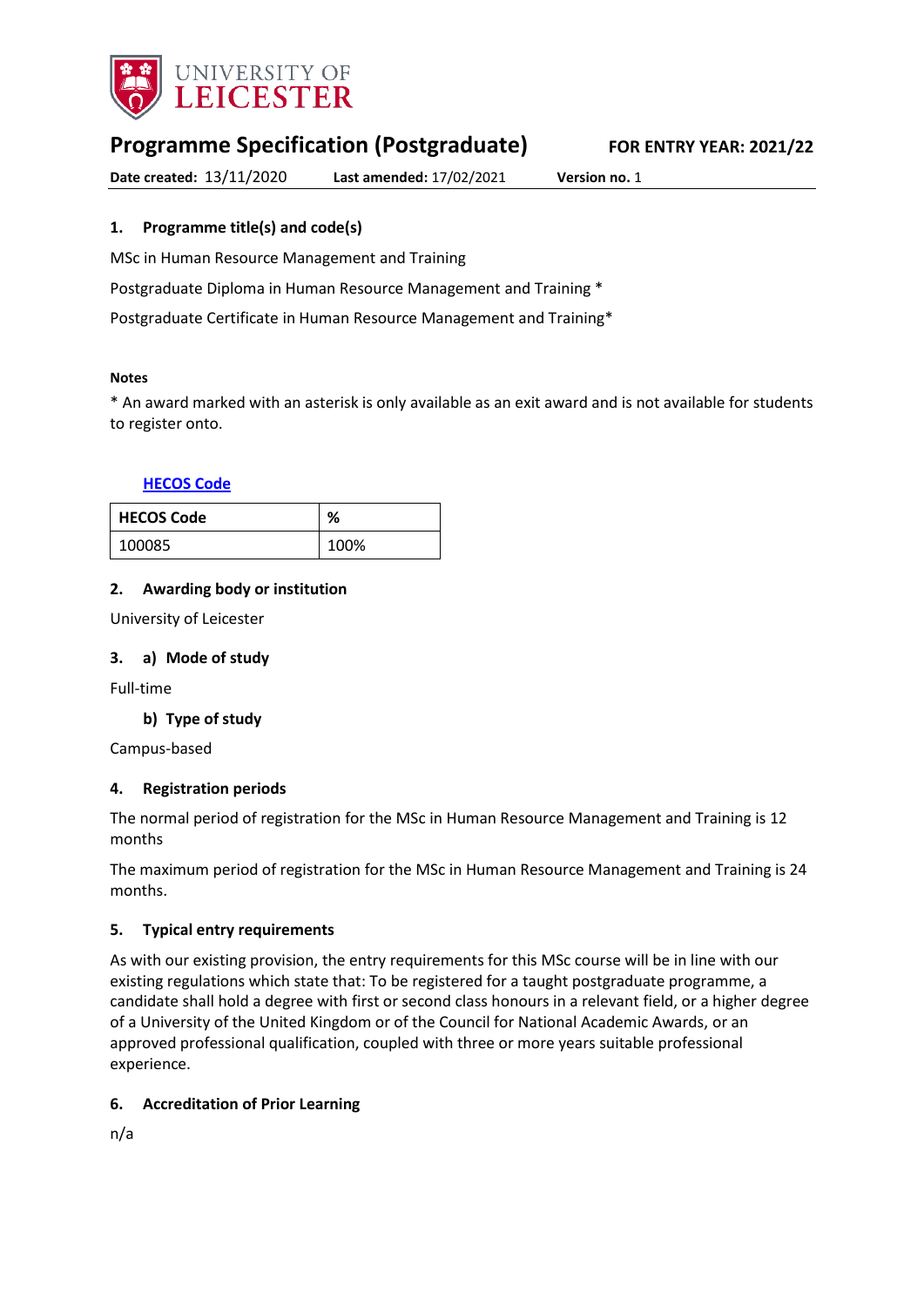UNIVERSITY OF LEICESTER

# Programme Specification (Postgraduate)

**FOR ENTRY YEAR: 2021/22**

**Date created:** 13/11/2020 **Last amended:** 17/02/2021 **Version no.** 1

## 1. Programme title(s) and code(s)

MSc in Human Resource Management and Training

Postgraduate Diploma in Human Resource Management and Training *

Postgraduate Certificate in Human Resource Management and Training*

**Notes**

* An award marked with an asterisk is only available as an exit award and is not available for students to register onto.

**HECOS Code**

| HECOS Code | % |
|---|---|
| 100085 | 100% |

## 2. Awarding body or institution

University of Leicester

## 3. a) Mode of study

Full-time

### b) Type of study

Campus-based

## 4. Registration periods

The normal period of registration for the MSc in Human Resource Management and Training is 12 months

The maximum period of registration for the MSc in Human Resource Management and Training is 24 months.

## 5. Typical entry requirements

As with our existing provision, the entry requirements for this MSc course will be in line with our existing regulations which state that: To be registered for a taught postgraduate programme, a candidate shall hold a degree with first or second class honours in a relevant field, or a higher degree of a University of the United Kingdom or of the Council for National Academic Awards, or an approved professional qualification, coupled with three or more years suitable professional experience.

## 6. Accreditation of Prior Learning

n/a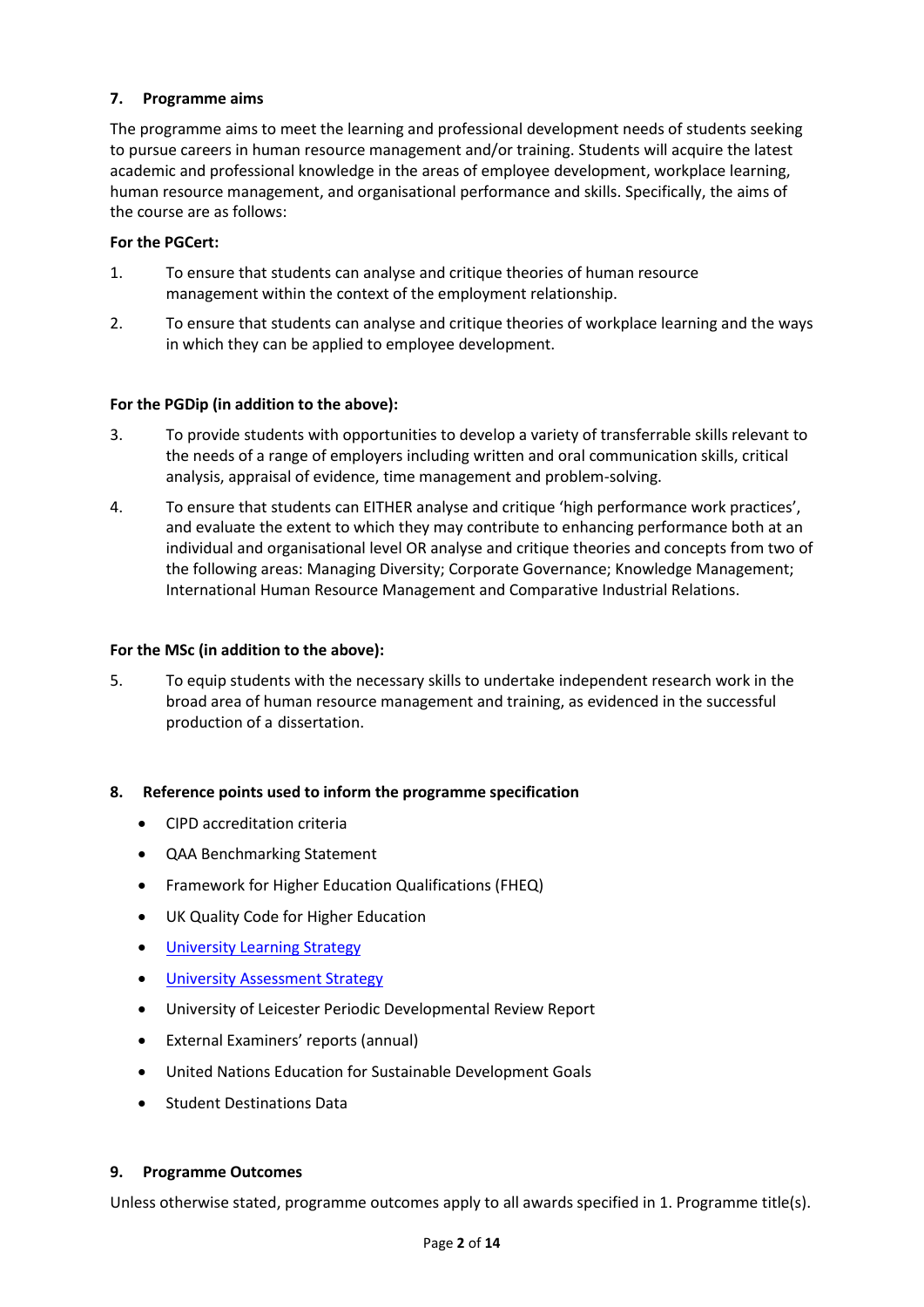## 7. Programme aims

The programme aims to meet the learning and professional development needs of students seeking to pursue careers in human resource management and/or training. Students will acquire the latest academic and professional knowledge in the areas of employee development, workplace learning, human resource management, and organisational performance and skills. Specifically, the aims of the course are as follows:

**For the PGCert:**

1. To ensure that students can analyse and critique theories of human resource management within the context of the employment relationship.
2. To ensure that students can analyse and critique theories of workplace learning and the ways in which they can be applied to employee development.

**For the PGDip (in addition to the above):**

3. To provide students with opportunities to develop a variety of transferrable skills relevant to the needs of a range of employers including written and oral communication skills, critical analysis, appraisal of evidence, time management and problem-solving.
4. To ensure that students can EITHER analyse and critique 'high performance work practices', and evaluate the extent to which they may contribute to enhancing performance both at an individual and organisational level OR analyse and critique theories and concepts from two of the following areas: Managing Diversity; Corporate Governance; Knowledge Management; International Human Resource Management and Comparative Industrial Relations.

**For the MSc (in addition to the above):**

5. To equip students with the necessary skills to undertake independent research work in the broad area of human resource management and training, as evidenced in the successful production of a dissertation.

## 8. Reference points used to inform the programme specification

- CIPD accreditation criteria
- QAA Benchmarking Statement
- Framework for Higher Education Qualifications (FHEQ)
- UK Quality Code for Higher Education
- University Learning Strategy
- University Assessment Strategy
- University of Leicester Periodic Developmental Review Report
- External Examiners' reports (annual)
- United Nations Education for Sustainable Development Goals
- Student Destinations Data

## 9. Programme Outcomes

Unless otherwise stated, programme outcomes apply to all awards specified in 1. Programme title(s).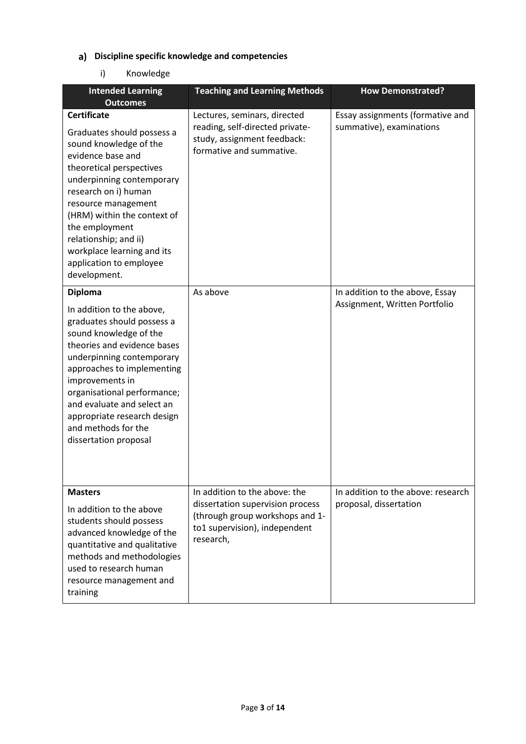### a) Discipline specific knowledge and competencies

i) Knowledge

| Intended Learning Outcomes | Teaching and Learning Methods | How Demonstrated? |
| --- | --- | --- |
| **Certificate**<br><br>Graduates should possess a sound knowledge of the evidence base and theoretical perspectives underpinning contemporary research on i) human resource management (HRM) within the context of the employment relationship; and ii) workplace learning and its application to employee development. | Lectures, seminars, directed reading, self-directed private-study, assignment feedback: formative and summative. | Essay assignments (formative and summative), examinations |
| **Diploma**<br><br>In addition to the above, graduates should possess a sound knowledge of the theories and evidence bases underpinning contemporary approaches to implementing improvements in organisational performance; and evaluate and select an appropriate research design and methods for the dissertation proposal | As above | In addition to the above, Essay Assignment, Written Portfolio |
| **Masters**<br><br>In addition to the above students should possess advanced knowledge of the quantitative and qualitative methods and methodologies used to research human resource management and training | In addition to the above: the dissertation supervision process (through group workshops and 1-to1 supervision), independent research, | In addition to the above: research proposal, dissertation |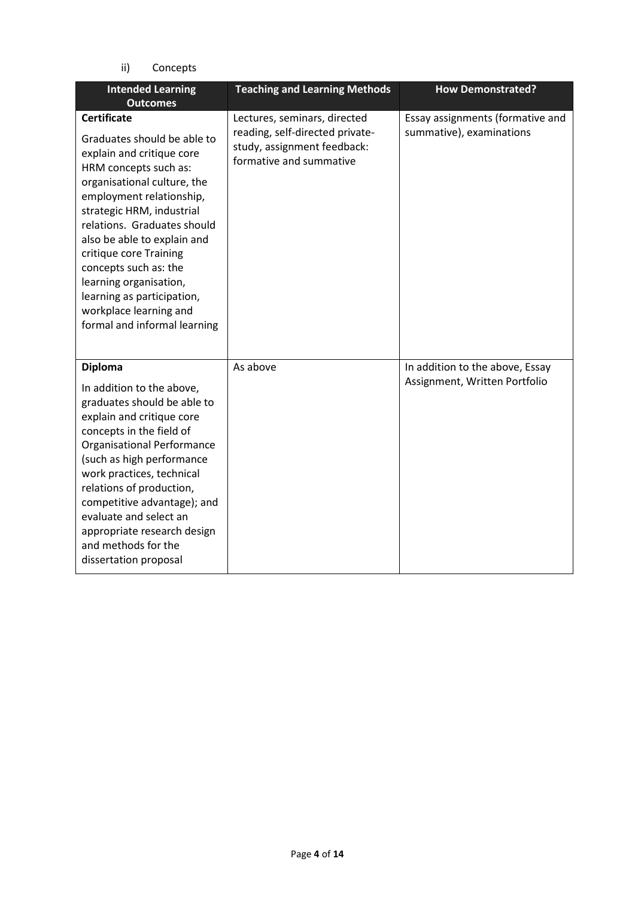ii) Concepts

| Intended Learning Outcomes | Teaching and Learning Methods | How Demonstrated? |
|---|---|---|
| **Certificate**<br><br>Graduates should be able to explain and critique core HRM concepts such as: organisational culture, the employment relationship, strategic HRM, industrial relations. Graduates should also be able to explain and critique core Training concepts such as: the learning organisation, learning as participation, workplace learning and formal and informal learning | Lectures, seminars, directed reading, self-directed private-study, assignment feedback: formative and summative | Essay assignments (formative and summative), examinations |
| **Diploma**<br><br>In addition to the above, graduates should be able to explain and critique core concepts in the field of Organisational Performance (such as high performance work practices, technical relations of production, competitive advantage); and evaluate and select an appropriate research design and methods for the dissertation proposal | As above | In addition to the above, Essay Assignment, Written Portfolio |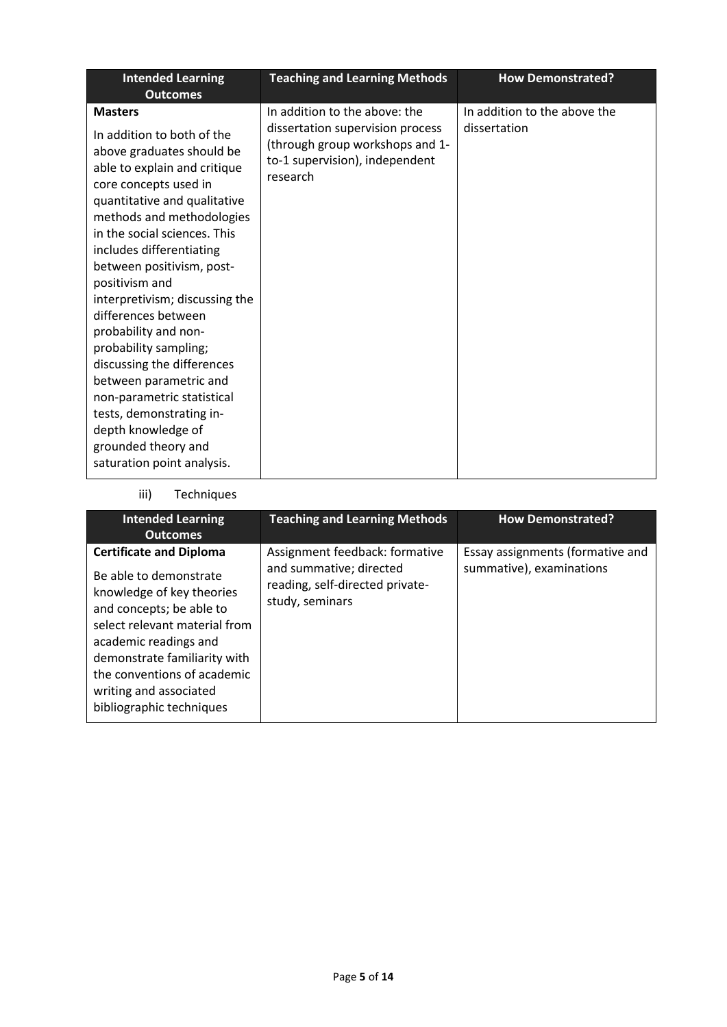| Intended Learning Outcomes | Teaching and Learning Methods | How Demonstrated? |
|---|---|---|
| **Masters**<br><br>In addition to both of the above graduates should be able to explain and critique core concepts used in quantitative and qualitative methods and methodologies in the social sciences. This includes differentiating between positivism, post-positivism and interpretivism; discussing the differences between probability and non-probability sampling; discussing the differences between parametric and non-parametric statistical tests, demonstrating in-depth knowledge of grounded theory and saturation point analysis. | In addition to the above: the dissertation supervision process (through group workshops and 1-to-1 supervision), independent research | In addition to the above the dissertation |

iii) Techniques

| Intended Learning Outcomes | Teaching and Learning Methods | How Demonstrated? |
|---|---|---|
| **Certificate and Diploma**<br><br>Be able to demonstrate knowledge of key theories and concepts; be able to select relevant material from academic readings and demonstrate familiarity with the conventions of academic writing and associated bibliographic techniques | Assignment feedback: formative and summative; directed reading, self-directed private-study, seminars | Essay assignments (formative and summative), examinations |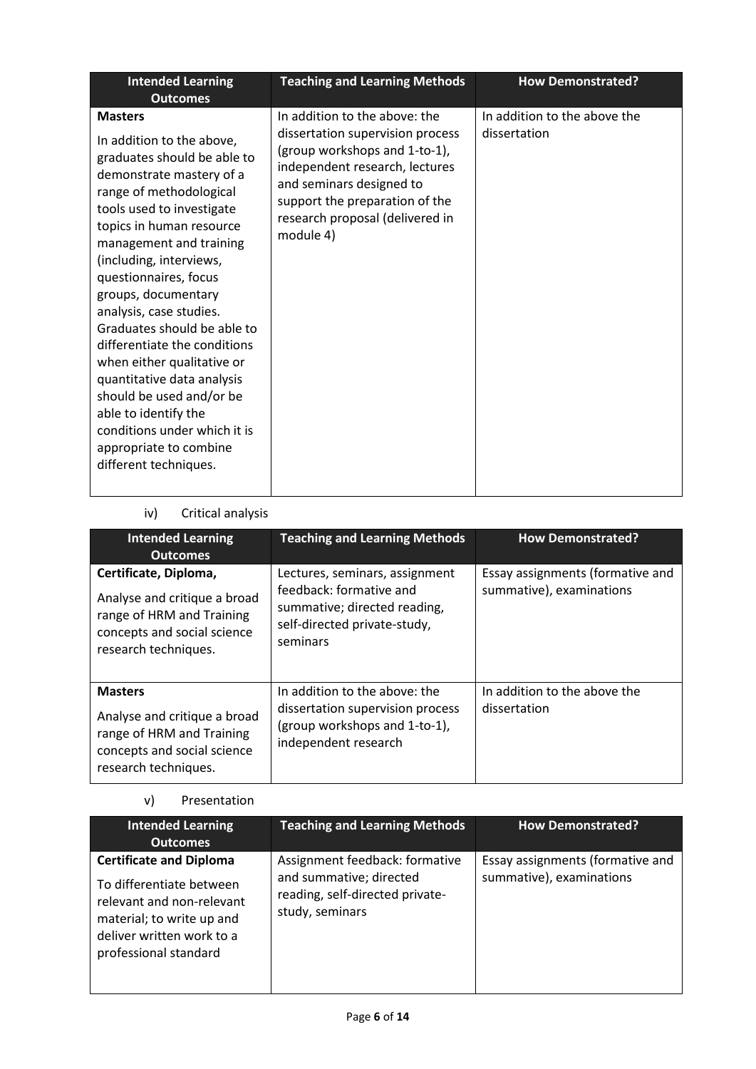| Intended Learning Outcomes | Teaching and Learning Methods | How Demonstrated? |
|---|---|---|
| **Masters**<br><br>In addition to the above, graduates should be able to demonstrate mastery of a range of methodological tools used to investigate topics in human resource management and training (including, interviews, questionnaires, focus groups, documentary analysis, case studies. Graduates should be able to differentiate the conditions when either qualitative or quantitative data analysis should be used and/or be able to identify the conditions under which it is appropriate to combine different techniques. | In addition to the above: the dissertation supervision process (group workshops and 1-to-1), independent research, lectures and seminars designed to support the preparation of the research proposal (delivered in module 4) | In addition to the above the dissertation |

iv) Critical analysis

| Intended Learning Outcomes | Teaching and Learning Methods | How Demonstrated? |
|---|---|---|
| **Certificate, Diploma,**<br><br>Analyse and critique a broad range of HRM and Training concepts and social science research techniques. | Lectures, seminars, assignment feedback: formative and summative; directed reading, self-directed private-study, seminars | Essay assignments (formative and summative), examinations |
| **Masters**<br><br>Analyse and critique a broad range of HRM and Training concepts and social science research techniques. | In addition to the above: the dissertation supervision process (group workshops and 1-to-1), independent research | In addition to the above the dissertation |

v) Presentation

| Intended Learning Outcomes | Teaching and Learning Methods | How Demonstrated? |
|---|---|---|
| **Certificate and Diploma**<br><br>To differentiate between relevant and non-relevant material; to write up and deliver written work to a professional standard | Assignment feedback: formative and summative; directed reading, self-directed private-study, seminars | Essay assignments (formative and summative), examinations |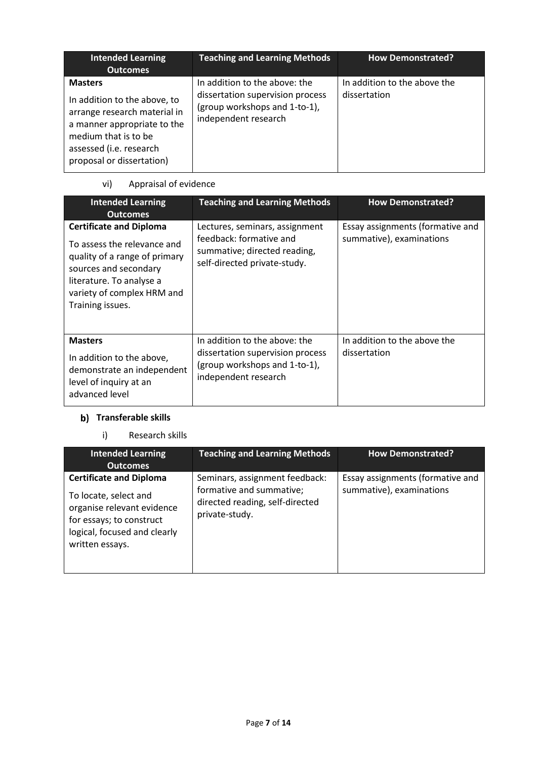| Intended Learning Outcomes | Teaching and Learning Methods | How Demonstrated? |
| --- | --- | --- |
| **Masters**<br><br>In addition to the above, to arrange research material in a manner appropriate to the medium that is to be assessed (i.e. research proposal or dissertation) | In addition to the above: the dissertation supervision process (group workshops and 1-to-1), independent research | In addition to the above the dissertation |

vi) Appraisal of evidence

| Intended Learning Outcomes | Teaching and Learning Methods | How Demonstrated? |
| --- | --- | --- |
| **Certificate and Diploma**<br><br>To assess the relevance and quality of a range of primary sources and secondary literature. To analyse a variety of complex HRM and Training issues. | Lectures, seminars, assignment feedback: formative and summative; directed reading, self-directed private-study. | Essay assignments (formative and summative), examinations |
| **Masters**<br><br>In addition to the above, demonstrate an independent level of inquiry at an advanced level | In addition to the above: the dissertation supervision process (group workshops and 1-to-1), independent research | In addition to the above the dissertation |

### b) Transferable skills

i) Research skills

| Intended Learning Outcomes | Teaching and Learning Methods | How Demonstrated? |
| --- | --- | --- |
| **Certificate and Diploma**<br><br>To locate, select and organise relevant evidence for essays; to construct logical, focused and clearly written essays. | Seminars, assignment feedback: formative and summative; directed reading, self-directed private-study. | Essay assignments (formative and summative), examinations |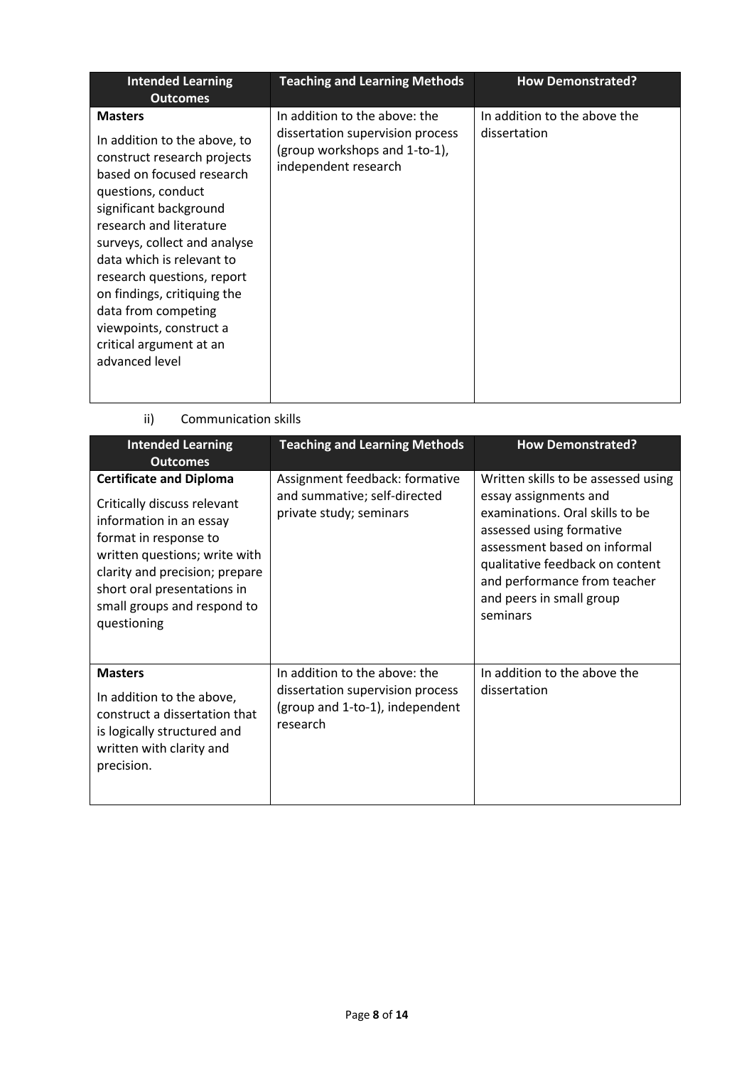| Intended Learning Outcomes | Teaching and Learning Methods | How Demonstrated? |
| --- | --- | --- |
| **Masters**<br><br>In addition to the above, to construct research projects based on focused research questions, conduct significant background research and literature surveys, collect and analyse data which is relevant to research questions, report on findings, critiquing the data from competing viewpoints, construct a critical argument at an advanced level | In addition to the above: the dissertation supervision process (group workshops and 1-to-1), independent research | In addition to the above the dissertation |

ii) Communication skills

| Intended Learning Outcomes | Teaching and Learning Methods | How Demonstrated? |
| --- | --- | --- |
| **Certificate and Diploma**<br><br>Critically discuss relevant information in an essay format in response to written questions; write with clarity and precision; prepare short oral presentations in small groups and respond to questioning | Assignment feedback: formative and summative; self-directed private study; seminars | Written skills to be assessed using essay assignments and examinations. Oral skills to be assessed using formative assessment based on informal qualitative feedback on content and performance from teacher and peers in small group seminars |
| **Masters**<br><br>In addition to the above, construct a dissertation that is logically structured and written with clarity and precision. | In addition to the above: the dissertation supervision process (group and 1-to-1), independent research | In addition to the above the dissertation |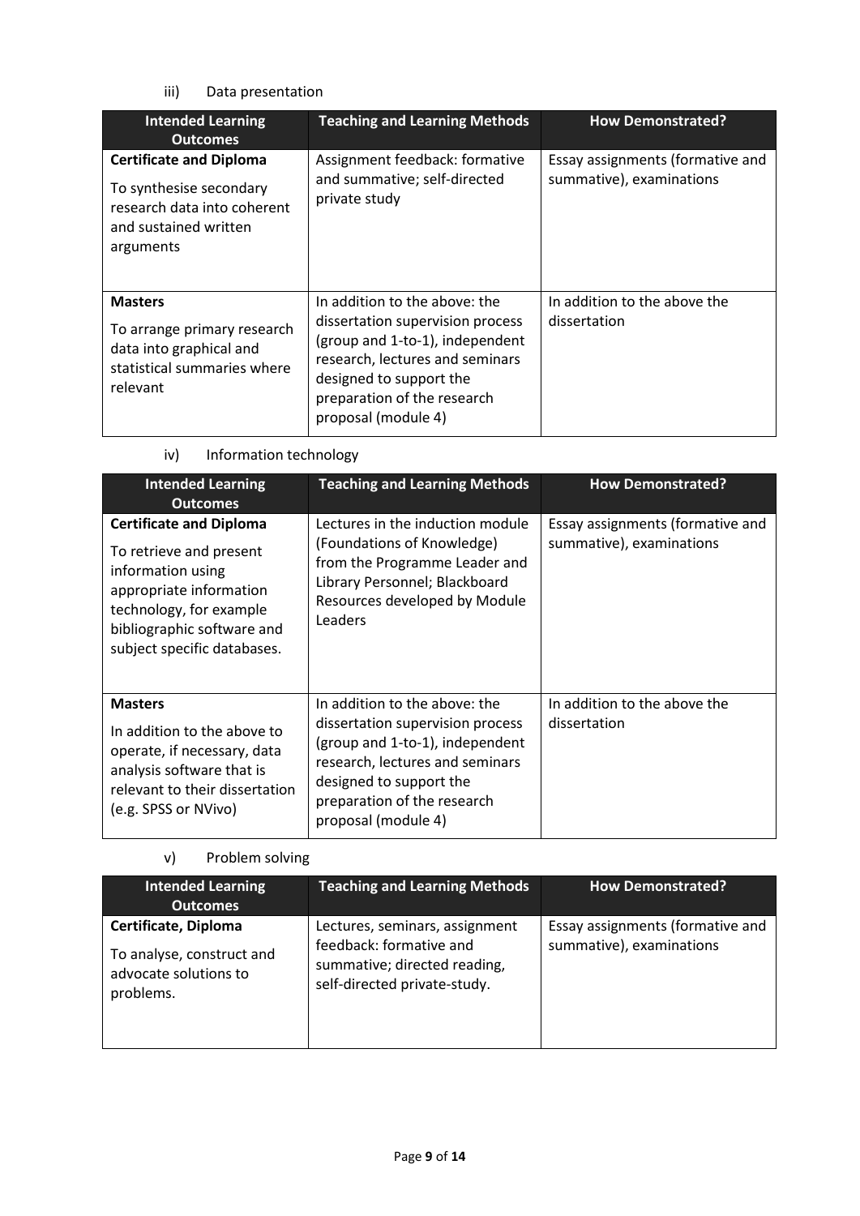iii) Data presentation

| Intended Learning Outcomes | Teaching and Learning Methods | How Demonstrated? |
|---|---|---|
| **Certificate and Diploma**<br>To synthesise secondary research data into coherent and sustained written arguments | Assignment feedback: formative and summative; self-directed private study | Essay assignments (formative and summative), examinations |
| **Masters**<br>To arrange primary research data into graphical and statistical summaries where relevant | In addition to the above: the dissertation supervision process (group and 1-to-1), independent research, lectures and seminars designed to support the preparation of the research proposal (module 4) | In addition to the above the dissertation |

iv) Information technology

| Intended Learning Outcomes | Teaching and Learning Methods | How Demonstrated? |
|---|---|---|
| **Certificate and Diploma**<br>To retrieve and present information using appropriate information technology, for example bibliographic software and subject specific databases. | Lectures in the induction module (Foundations of Knowledge) from the Programme Leader and Library Personnel; Blackboard Resources developed by Module Leaders | Essay assignments (formative and summative), examinations |
| **Masters**<br>In addition to the above to operate, if necessary, data analysis software that is relevant to their dissertation (e.g. SPSS or NVivo) | In addition to the above: the dissertation supervision process (group and 1-to-1), independent research, lectures and seminars designed to support the preparation of the research proposal (module 4) | In addition to the above the dissertation |

v) Problem solving

| Intended Learning Outcomes | Teaching and Learning Methods | How Demonstrated? |
|---|---|---|
| **Certificate, Diploma**<br>To analyse, construct and advocate solutions to problems. | Lectures, seminars, assignment feedback: formative and summative; directed reading, self-directed private-study. | Essay assignments (formative and summative), examinations |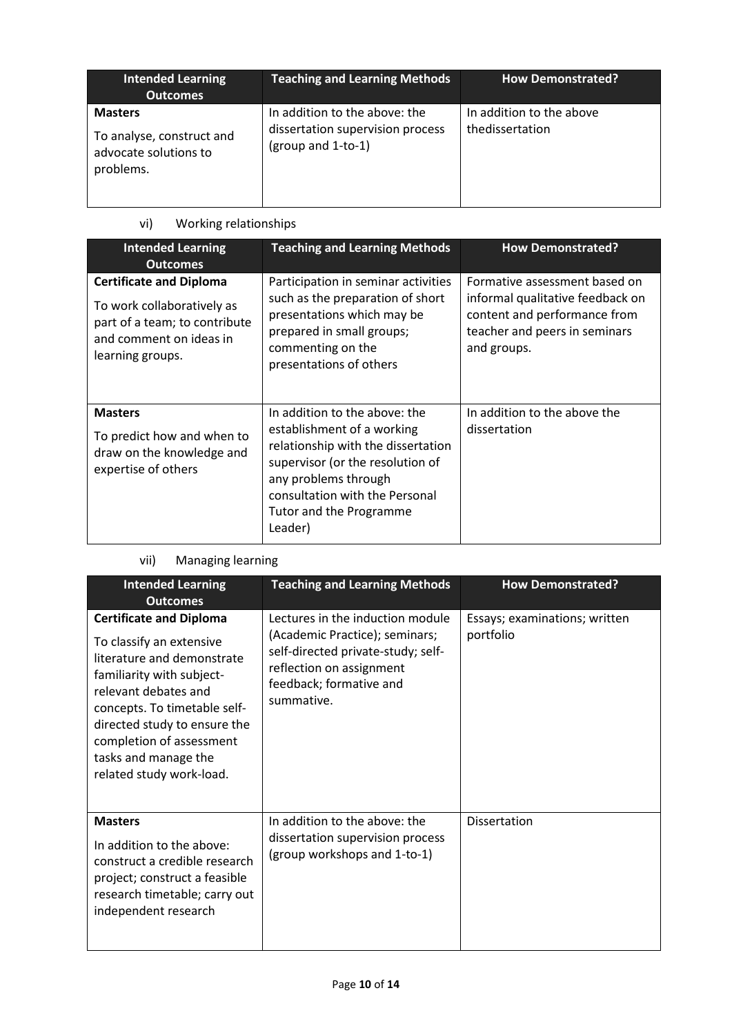| Intended Learning Outcomes | Teaching and Learning Methods | How Demonstrated? |
|---|---|---|
| **Masters**<br>To analyse, construct and advocate solutions to problems. | In addition to the above: the dissertation supervision process (group and 1-to-1) | In addition to the above thedissertation |

vi) Working relationships

| Intended Learning Outcomes | Teaching and Learning Methods | How Demonstrated? |
|---|---|---|
| **Certificate and Diploma**<br>To work collaboratively as part of a team; to contribute and comment on ideas in learning groups. | Participation in seminar activities such as the preparation of short presentations which may be prepared in small groups; commenting on the presentations of others | Formative assessment based on informal qualitative feedback on content and performance from teacher and peers in seminars and groups. |
| **Masters**<br>To predict how and when to draw on the knowledge and expertise of others | In addition to the above: the establishment of a working relationship with the dissertation supervisor (or the resolution of any problems through consultation with the Personal Tutor and the Programme Leader) | In addition to the above the dissertation |

vii) Managing learning

| Intended Learning Outcomes | Teaching and Learning Methods | How Demonstrated? |
|---|---|---|
| **Certificate and Diploma**<br>To classify an extensive literature and demonstrate familiarity with subject-relevant debates and concepts. To timetable self-directed study to ensure the completion of assessment tasks and manage the related study work-load. | Lectures in the induction module (Academic Practice); seminars; self-directed private-study; self-reflection on assignment feedback; formative and summative. | Essays; examinations; written portfolio |
| **Masters**<br>In addition to the above: construct a credible research project; construct a feasible research timetable; carry out independent research | In addition to the above: the dissertation supervision process (group workshops and 1-to-1) | Dissertation |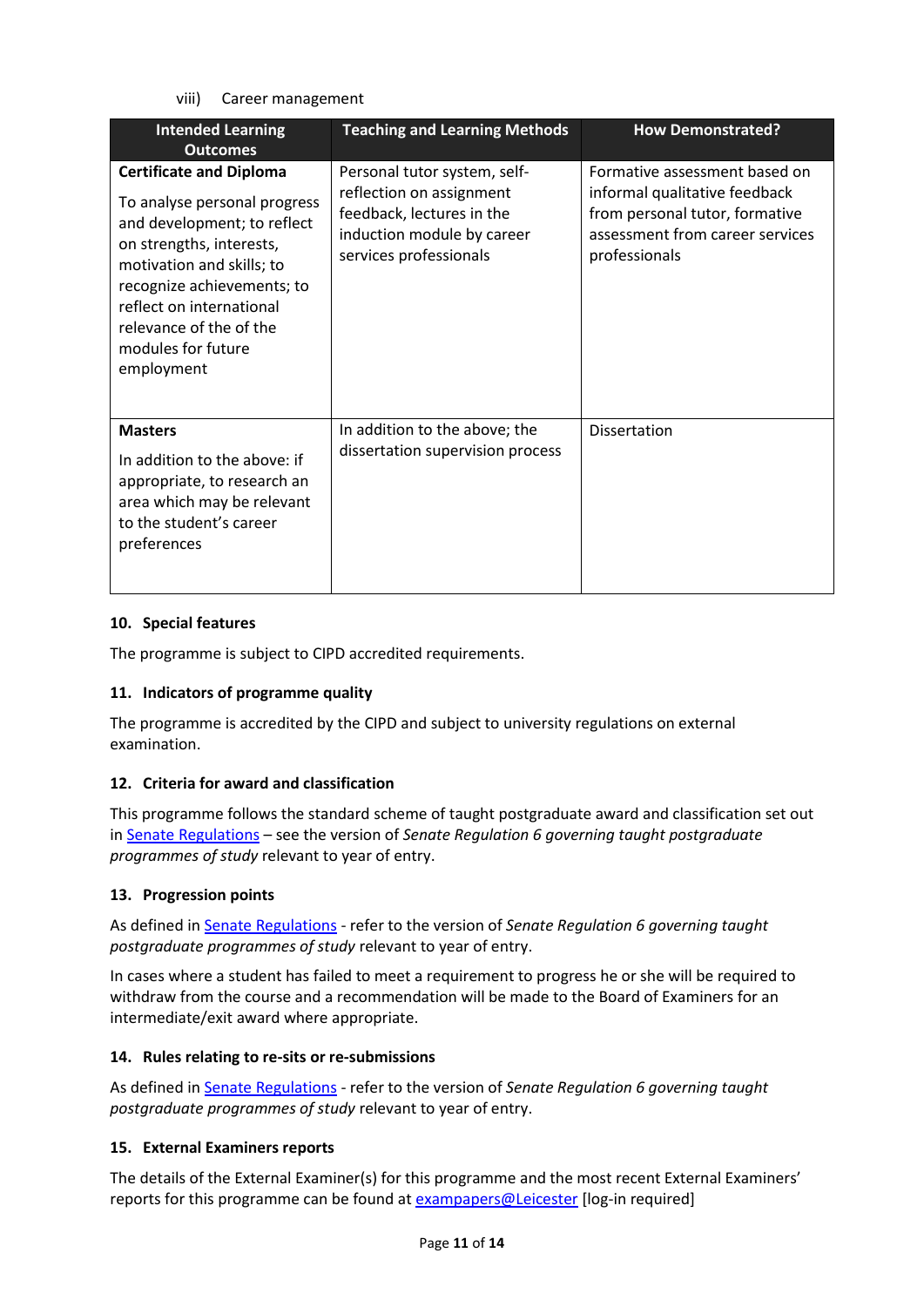viii) Career management

| Intended Learning Outcomes | Teaching and Learning Methods | How Demonstrated? |
|---|---|---|
| **Certificate and Diploma**<br>To analyse personal progress and development; to reflect on strengths, interests, motivation and skills; to recognize achievements; to reflect on international relevance of the of the modules for future employment | Personal tutor system, self-reflection on assignment feedback, lectures in the induction module by career services professionals | Formative assessment based on informal qualitative feedback from personal tutor, formative assessment from career services professionals |
| **Masters**<br>In addition to the above: if appropriate, to research an area which may be relevant to the student's career preferences | In addition to the above; the dissertation supervision process | Dissertation |

### 10. Special features

The programme is subject to CIPD accredited requirements.

### 11. Indicators of programme quality

The programme is accredited by the CIPD and subject to university regulations on external examination.

### 12. Criteria for award and classification

This programme follows the standard scheme of taught postgraduate award and classification set out in Senate Regulations – see the version of *Senate Regulation 6 governing taught postgraduate programmes of study* relevant to year of entry.

### 13. Progression points

As defined in Senate Regulations - refer to the version of *Senate Regulation 6 governing taught postgraduate programmes of study* relevant to year of entry.

In cases where a student has failed to meet a requirement to progress he or she will be required to withdraw from the course and a recommendation will be made to the Board of Examiners for an intermediate/exit award where appropriate.

### 14. Rules relating to re-sits or re-submissions

As defined in Senate Regulations - refer to the version of *Senate Regulation 6 governing taught postgraduate programmes of study* relevant to year of entry.

### 15. External Examiners reports

The details of the External Examiner(s) for this programme and the most recent External Examiners' reports for this programme can be found at exampapers@Leicester [log-in required]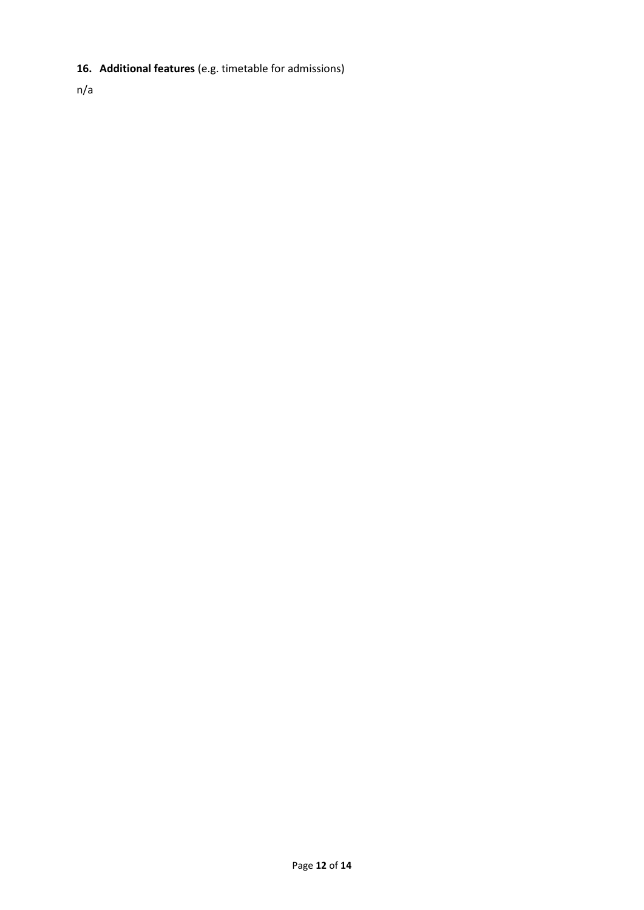**16. Additional features** (e.g. timetable for admissions)

n/a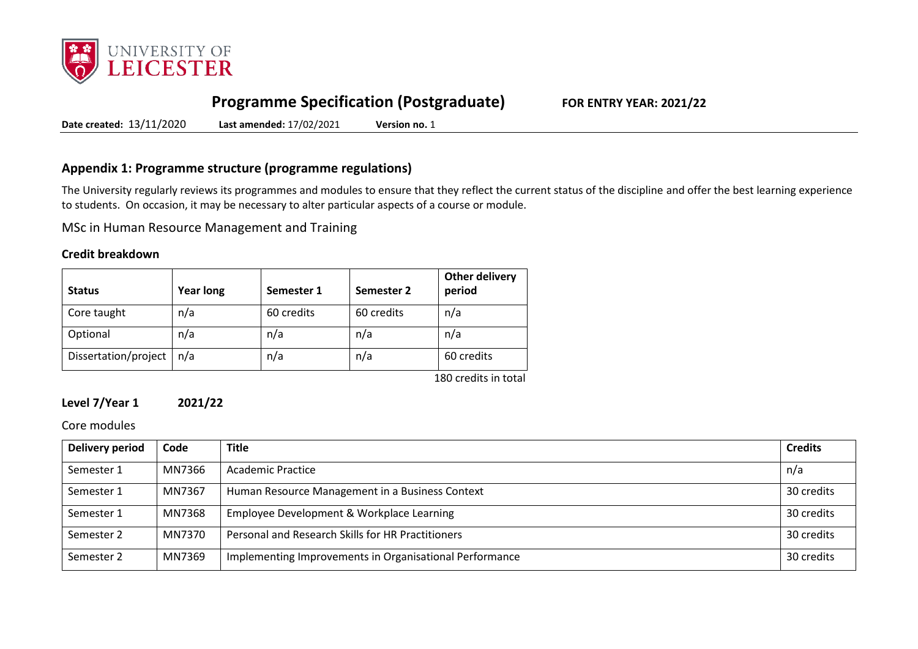# Programme Specification (Postgraduate)

**FOR ENTRY YEAR: 2021/22**

**Date created:** 13/11/2020 **Last amended:** 17/02/2021 **Version no.** 1

## Appendix 1: Programme structure (programme regulations)

The University regularly reviews its programmes and modules to ensure that they reflect the current status of the discipline and offer the best learning experience to students. On occasion, it may be necessary to alter particular aspects of a course or module.

MSc in Human Resource Management and Training

### Credit breakdown

| Status | Year long | Semester 1 | Semester 2 | Other delivery period |
|---|---|---|---|---|
| Core taught | n/a | 60 credits | 60 credits | n/a |
| Optional | n/a | n/a | n/a | n/a |
| Dissertation/project | n/a | n/a | n/a | 60 credits |

180 credits in total

### Level 7/Year 1 2021/22

Core modules

| Delivery period | Code | Title | Credits |
|---|---|---|---|
| Semester 1 | MN7366 | Academic Practice | n/a |
| Semester 1 | MN7367 | Human Resource Management in a Business Context | 30 credits |
| Semester 1 | MN7368 | Employee Development & Workplace Learning | 30 credits |
| Semester 2 | MN7370 | Personal and Research Skills for HR Practitioners | 30 credits |
| Semester 2 | MN7369 | Implementing Improvements in Organisational Performance | 30 credits |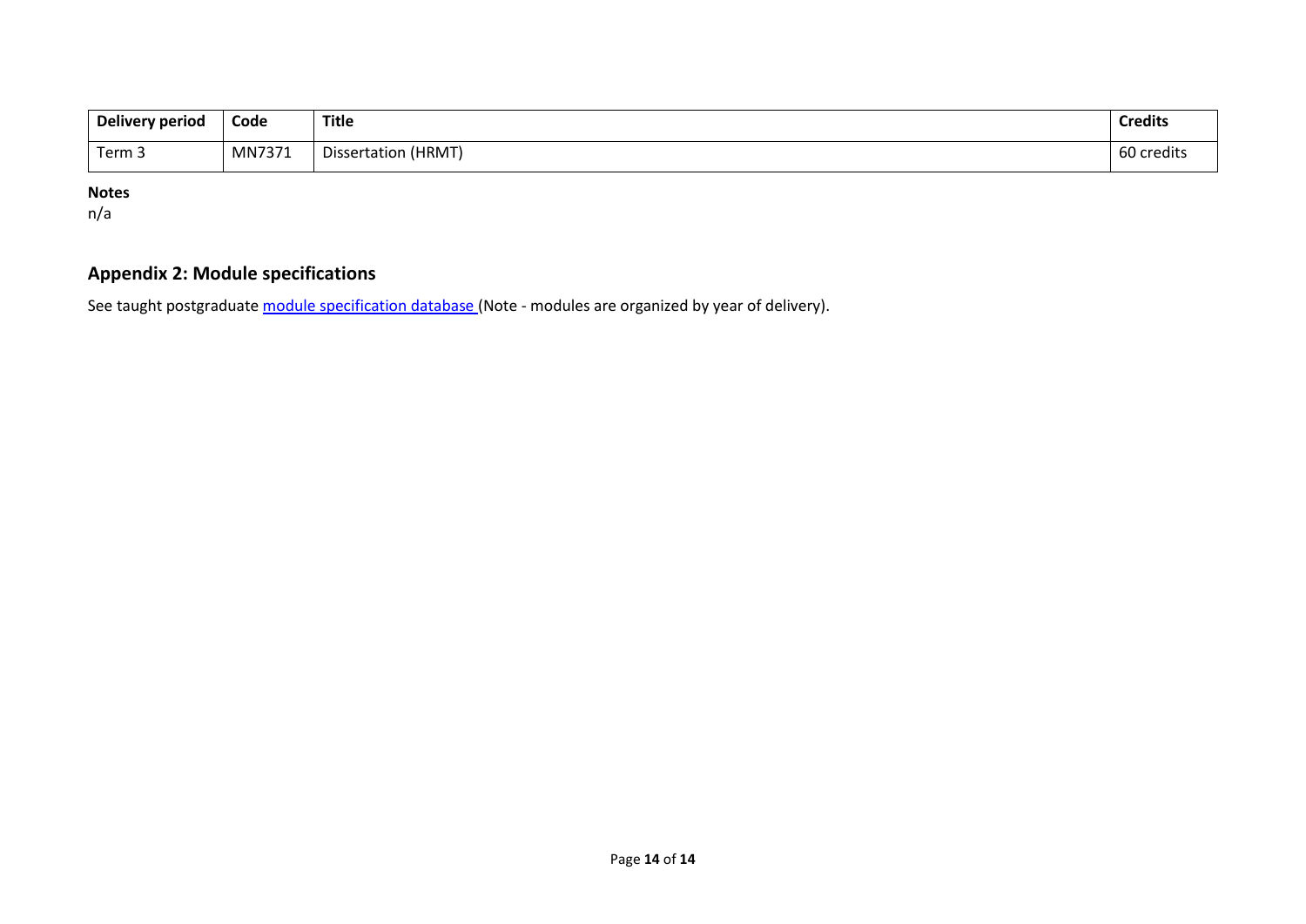| Delivery period | Code | Title | Credits |
|---|---|---|---|
| Term 3 | MN7371 | Dissertation (HRMT) | 60 credits |

**Notes**
n/a

## Appendix 2: Module specifications

See taught postgraduate module specification database (Note - modules are organized by year of delivery).